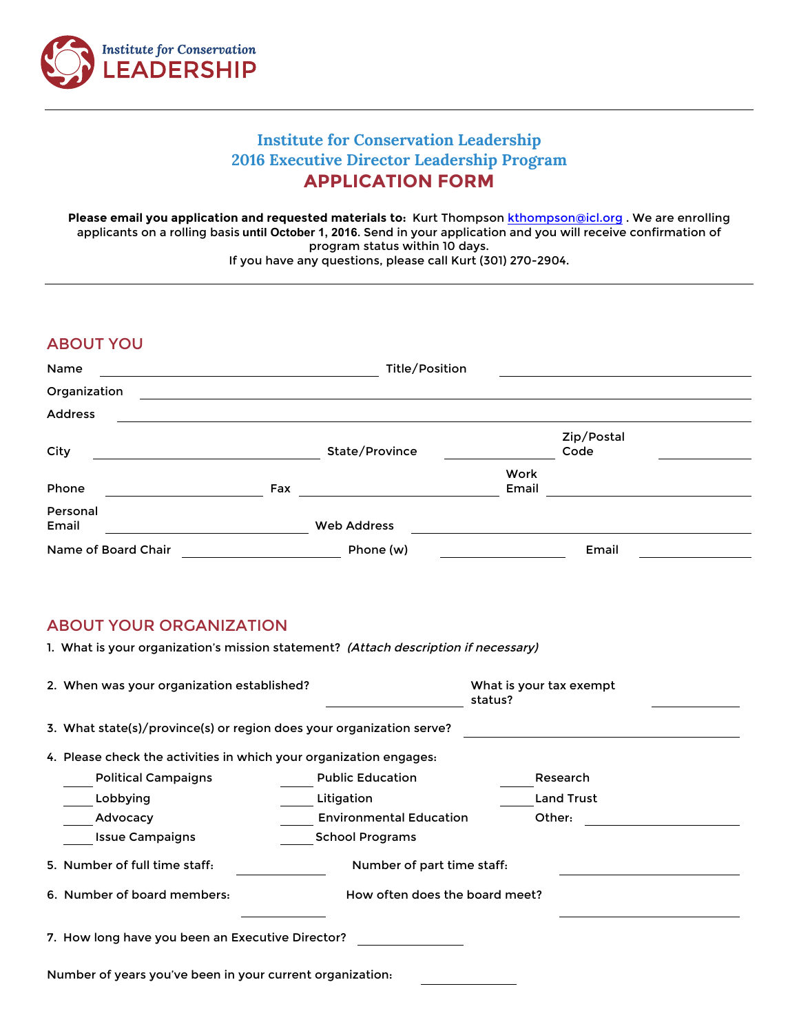Institute for Conservation LEADERSHIP

# Institute for Conservation Leadership
# 2016 Executive Director Leadership Program
# APPLICATION FORM

**Please email you application and requested materials to:** Kurt Thompson kthompson@icl.org . We are enrolling applicants on a rolling basis **until October 1, 2016**. Send in your application and you will receive confirmation of program status within 10 days.
If you have any questions, please call Kurt (301) 270-2904.

## ABOUT YOU

Name ____________________ Title/Position ____________________

Organization ____________________

Address ____________________

City ____________________ State/Province __________ Zip/Postal Code __________

Phone __________ Fax __________ Work Email __________

Personal Email __________ Web Address __________

Name of Board Chair __________ Phone (w) __________ Email __________

## ABOUT YOUR ORGANIZATION

1. What is your organization's mission statement? *(Attach description if necessary)*

2. When was your organization established? __________ What is your tax exempt status? __________

3. What state(s)/province(s) or region does your organization serve? __________

4. Please check the activities in which your organization engages:

   ____ Political Campaigns ____ Public Education ____ Research
   ____ Lobbying ____ Litigation ____ Land Trust
   ____ Advocacy ____ Environmental Education Other: __________
   ____ Issue Campaigns ____ School Programs

5. Number of full time staff: __________ Number of part time staff: __________

6. Number of board members: __________ How often does the board meet? __________

7. How long have you been an Executive Director? __________

Number of years you've been in your current organization: __________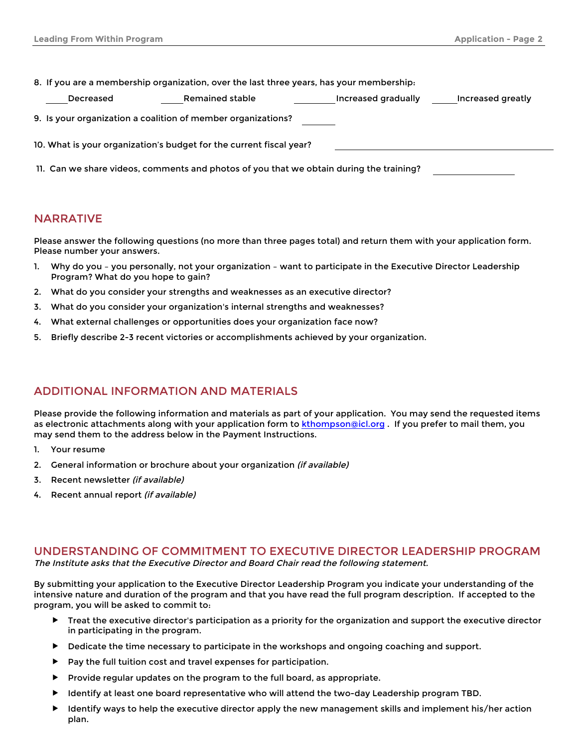8. If you are a membership organization, over the last three years, has your membership:

____Decreased ____Remained stable ________Increased gradually _____Increased greatly

9. Is your organization a coalition of member organizations? ______

10. What is your organization's budget for the current fiscal year? ____________________

11. Can we share videos, comments and photos of you that we obtain during the training? ____________

## NARRATIVE

Please answer the following questions (no more than three pages total) and return them with your application form. Please number your answers.

1. Why do you – you personally, not your organization – want to participate in the Executive Director Leadership Program? What do you hope to gain?
2. What do you consider your strengths and weaknesses as an executive director?
3. What do you consider your organization's internal strengths and weaknesses?
4. What external challenges or opportunities does your organization face now?
5. Briefly describe 2-3 recent victories or accomplishments achieved by your organization.

## ADDITIONAL INFORMATION AND MATERIALS

Please provide the following information and materials as part of your application. You may send the requested items as electronic attachments along with your application form to kthompson@icl.org . If you prefer to mail them, you may send them to the address below in the Payment Instructions.

1. Your resume
2. General information or brochure about your organization *(if available)*
3. Recent newsletter *(if available)*
4. Recent annual report *(if available)*

## UNDERSTANDING OF COMMITMENT TO EXECUTIVE DIRECTOR LEADERSHIP PROGRAM

*The Institute asks that the Executive Director and Board Chair read the following statement.*

By submitting your application to the Executive Director Leadership Program you indicate your understanding of the intensive nature and duration of the program and that you have read the full program description. If accepted to the program, you will be asked to commit to:

- Treat the executive director's participation as a priority for the organization and support the executive director in participating in the program.
- Dedicate the time necessary to participate in the workshops and ongoing coaching and support.
- Pay the full tuition cost and travel expenses for participation.
- Provide regular updates on the program to the full board, as appropriate.
- Identify at least one board representative who will attend the two-day Leadership program TBD.
- Identify ways to help the executive director apply the new management skills and implement his/her action plan.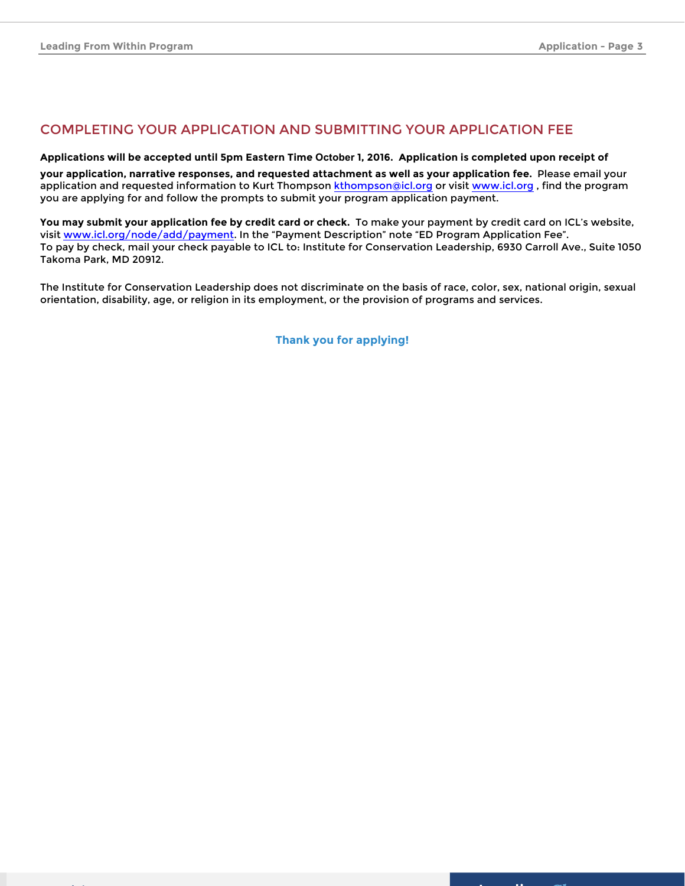## COMPLETING YOUR APPLICATION AND SUBMITTING YOUR APPLICATION FEE

**Applications will be accepted until 5pm Eastern Time October 1, 2016. Application is completed upon receipt of your application, narrative responses, and requested attachment as well as your application fee.** Please email your application and requested information to Kurt Thompson kthompson@icl.org or visit www.icl.org , find the program you are applying for and follow the prompts to submit your program application payment.

**You may submit your application fee by credit card or check.** To make your payment by credit card on ICL's website, visit www.icl.org/node/add/payment. In the "Payment Description" note "ED Program Application Fee".
To pay by check, mail your check payable to ICL to: Institute for Conservation Leadership, 6930 Carroll Ave., Suite 1050 Takoma Park, MD 20912.

The Institute for Conservation Leadership does not discriminate on the basis of race, color, sex, national origin, sexual orientation, disability, age, or religion in its employment, or the provision of programs and services.

**Thank you for applying!**